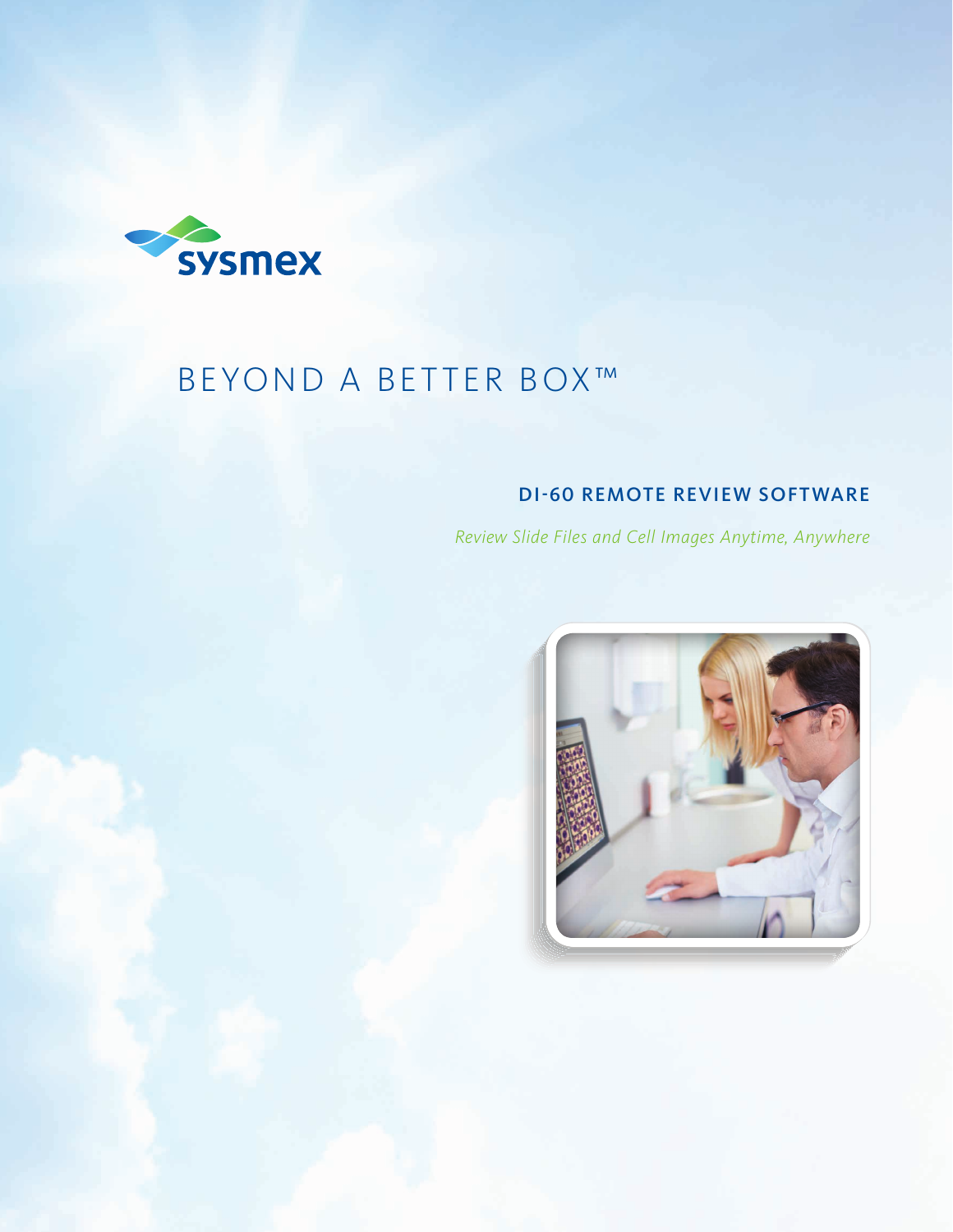sysmex

# BEYOND A BETTER BOX™

## DI-60 REMOTE REVIEW SOFTWARE

*Review Slide Files and Cell Images Anytime, Anywhere*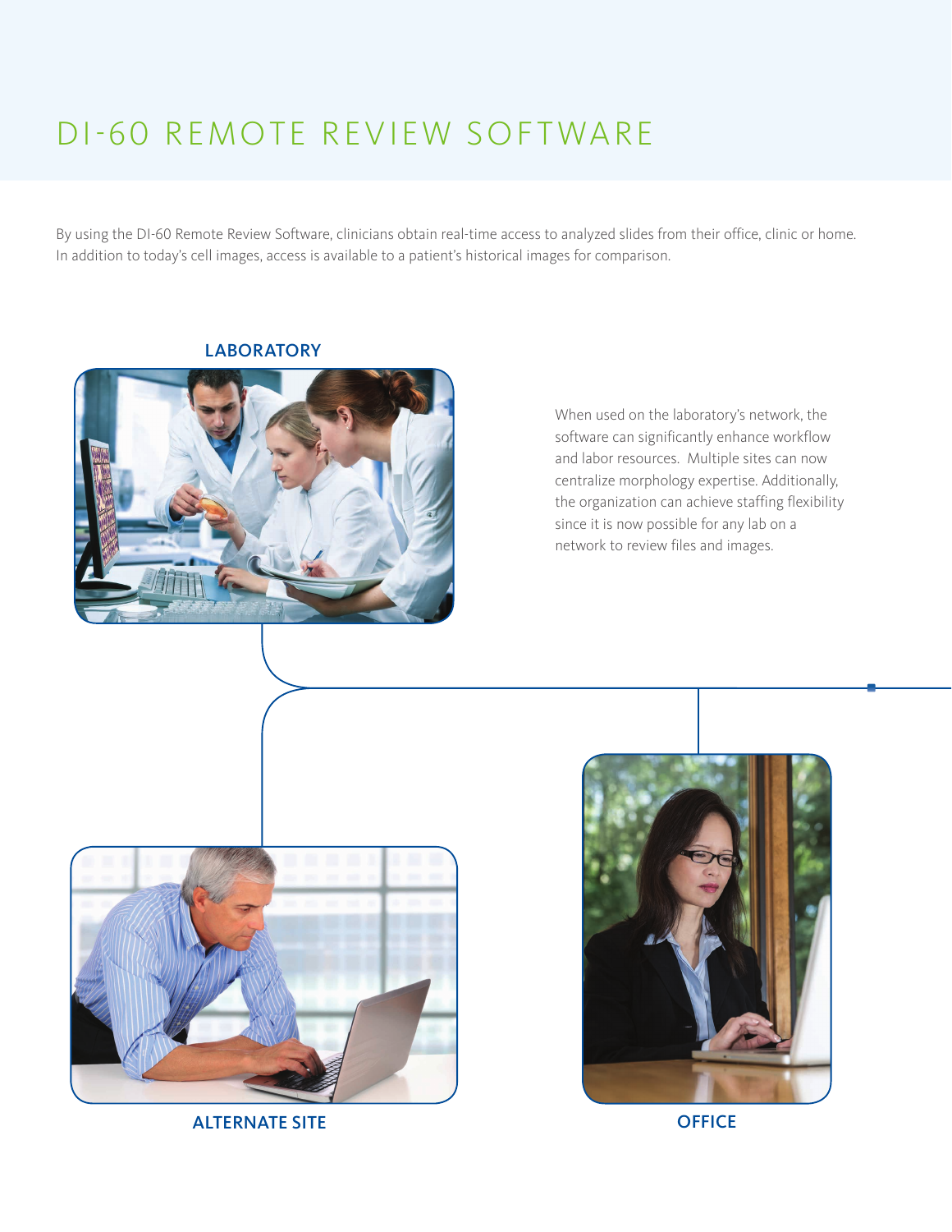# DI-60 REMOTE REVIEW SOFTWARE

By using the DI-60 Remote Review Software, clinicians obtain real-time access to analyzed slides from their office, clinic or home. In addition to today's cell images, access is available to a patient's historical images for comparison.

**LABORATORY**

When used on the laboratory's network, the software can significantly enhance workflow and labor resources. Multiple sites can now centralize morphology expertise. Additionally, the organization can achieve staffing flexibility since it is now possible for any lab on a network to review files and images.

**ALTERNATE SITE**

**OFFICE**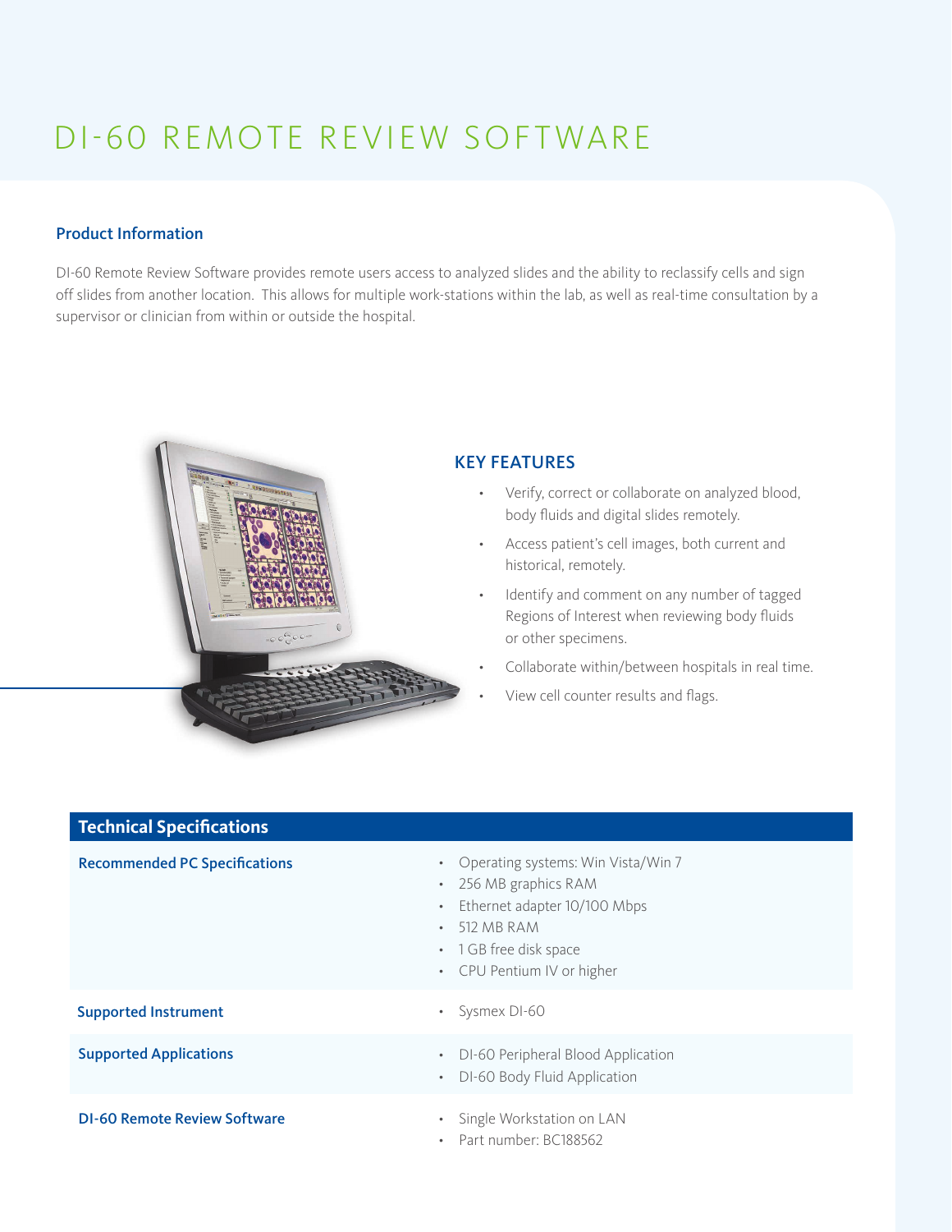# DI-60 REMOTE REVIEW SOFTWARE

## Product Information

DI-60 Remote Review Software provides remote users access to analyzed slides and the ability to reclassify cells and sign off slides from another location. This allows for multiple work-stations within the lab, as well as real-time consultation by a supervisor or clinician from within or outside the hospital.

## KEY FEATURES

- Verify, correct or collaborate on analyzed blood, body fluids and digital slides remotely.
- Access patient's cell images, both current and historical, remotely.
- Identify and comment on any number of tagged Regions of Interest when reviewing body fluids or other specimens.
- Collaborate within/between hospitals in real time.
- View cell counter results and flags.

## Technical Specifications

| Technical Specifications | |
|---|---|
| **Recommended PC Specifications** | • Operating systems: Win Vista/Win 7<br>• 256 MB graphics RAM<br>• Ethernet adapter 10/100 Mbps<br>• 512 MB RAM<br>• 1 GB free disk space<br>• CPU Pentium IV or higher |
| **Supported Instrument** | • Sysmex DI-60 |
| **Supported Applications** | • DI-60 Peripheral Blood Application<br>• DI-60 Body Fluid Application |
| **DI-60 Remote Review Software** | • Single Workstation on LAN<br>• Part number: BC188562 |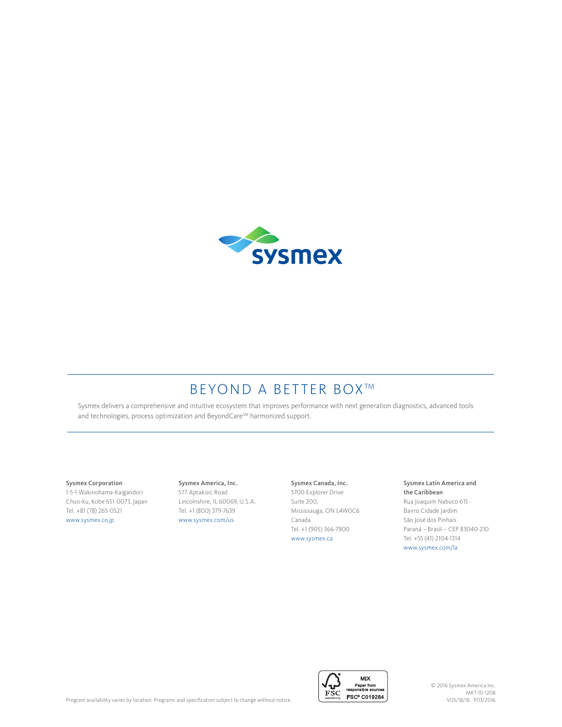# BEYOND A BETTER BOX™

Sysmex delivers a comprehensive and intuitive ecosystem that improves performance with next generation diagnostics, advanced tools and technologies, process optimization and BeyondCare℠ harmonized support.

**Sysmex Corporation**
1-5-1-Wakinohama-Kaigandori
Chuo-ku, Kobe 651-0073, Japan
Tel. +81 (78) 265-0521
www.sysmex.co.jp

**Sysmex America, Inc.**
577 Aptakisic Road
Lincolnshire, IL 60069, U.S.A.
Tel. +1 (800) 379-7639
www.sysmex.com/us

**Sysmex Canada, Inc.**
5700 Explorer Drive
Suite 200,
Mississauga, ON L4W0C6
Canada
Tel. +1 (905) 366-7900
www.sysmex.ca

**Sysmex Latin America and the Caribbean**
Rua Joaquim Nabuco 615 -
Bairro Cidade Jardim
São José dos Pinhais
Paraná – Brasil – CEP 83040-210
Tel. +55 (41) 2104-1314
www.sysmex.com/la

Program availability varies by location. Programs and specification subject to change without notice.

MIX
Paper from responsible sources
FSC® C019284

© 2016 Sysmex America Inc.
MKT-10-1208
V03/18/16 P03/2016